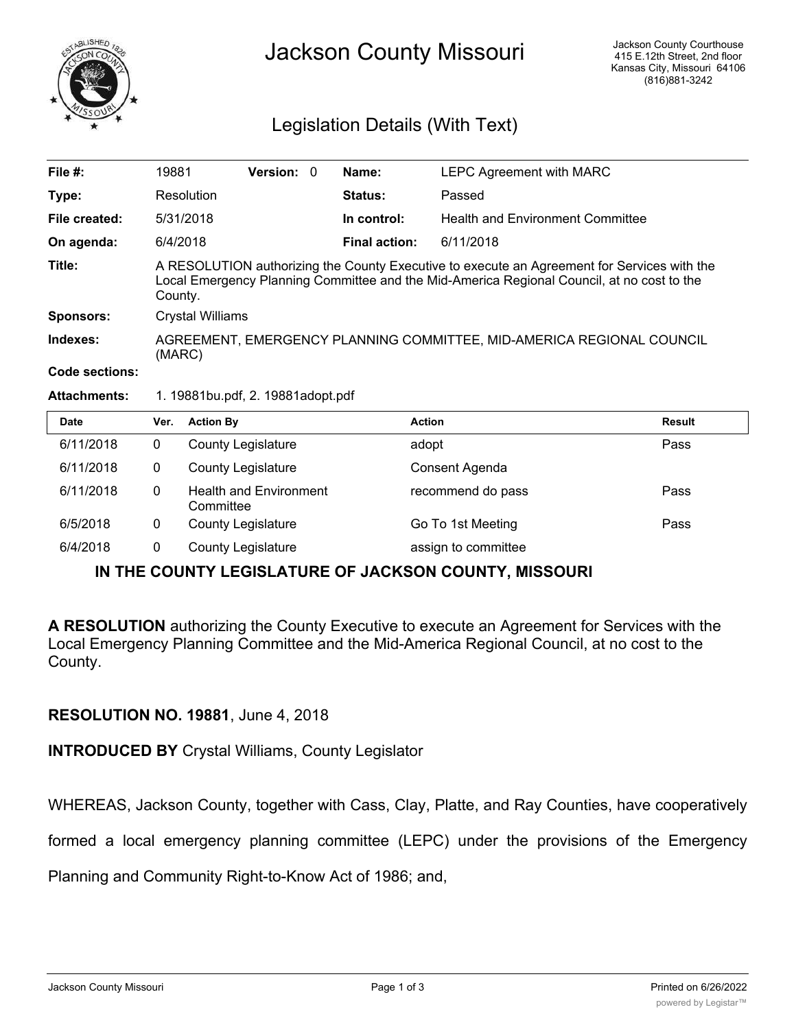# Jackson County Missouri

Jackson County Courthouse
415 E.12th Street, 2nd floor
Kansas City, Missouri 64106
(816)881-3242

## Legislation Details (With Text)

| | | | |
|---|---|---|---|
| **File #:** | 19881 **Version:** 0 | **Name:** | LEPC Agreement with MARC |
| **Type:** | Resolution | **Status:** | Passed |
| **File created:** | 5/31/2018 | **In control:** | Health and Environment Committee |
| **On agenda:** | 6/4/2018 | **Final action:** | 6/11/2018 |

**Title:** A RESOLUTION authorizing the County Executive to execute an Agreement for Services with the Local Emergency Planning Committee and the Mid-America Regional Council, at no cost to the County.

**Sponsors:** Crystal Williams

**Indexes:** AGREEMENT, EMERGENCY PLANNING COMMITTEE, MID-AMERICA REGIONAL COUNCIL (MARC)

**Code sections:**

**Attachments:** 1. 19881bu.pdf, 2. 19881adopt.pdf

| Date | Ver. | Action By | Action | Result |
|---|---|---|---|---|
| 6/11/2018 | 0 | County Legislature | adopt | Pass |
| 6/11/2018 | 0 | County Legislature | Consent Agenda | |
| 6/11/2018 | 0 | Health and Environment Committee | recommend do pass | Pass |
| 6/5/2018 | 0 | County Legislature | Go To 1st Meeting | Pass |
| 6/4/2018 | 0 | County Legislature | assign to committee | |

### IN THE COUNTY LEGISLATURE OF JACKSON COUNTY, MISSOURI

**A RESOLUTION** authorizing the County Executive to execute an Agreement for Services with the Local Emergency Planning Committee and the Mid-America Regional Council, at no cost to the County.

**RESOLUTION NO. 19881**, June 4, 2018

**INTRODUCED BY** Crystal Williams, County Legislator

WHEREAS, Jackson County, together with Cass, Clay, Platte, and Ray Counties, have cooperatively formed a local emergency planning committee (LEPC) under the provisions of the Emergency Planning and Community Right-to-Know Act of 1986; and,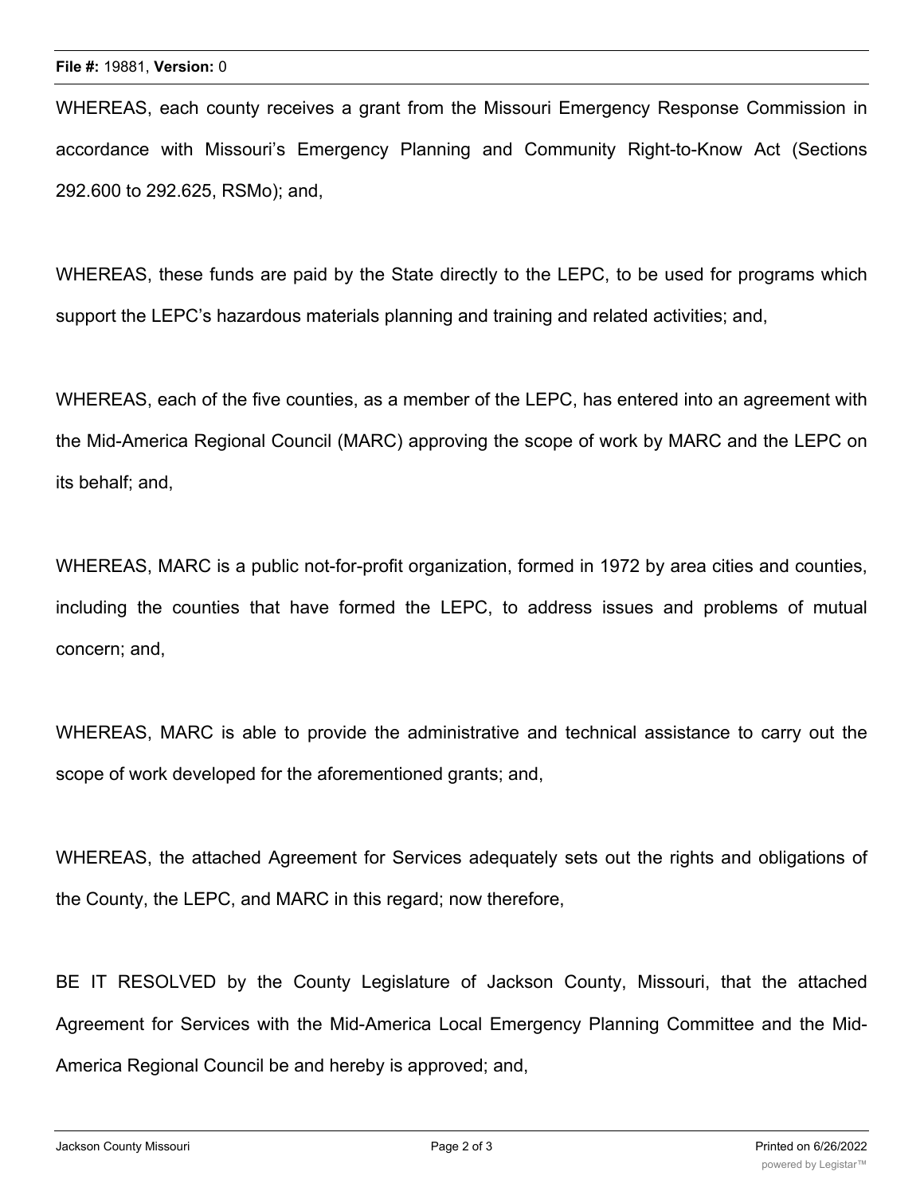WHEREAS, each county receives a grant from the Missouri Emergency Response Commission in accordance with Missouri's Emergency Planning and Community Right-to-Know Act (Sections 292.600 to 292.625, RSMo); and,

WHEREAS, these funds are paid by the State directly to the LEPC, to be used for programs which support the LEPC's hazardous materials planning and training and related activities; and,

WHEREAS, each of the five counties, as a member of the LEPC, has entered into an agreement with the Mid-America Regional Council (MARC) approving the scope of work by MARC and the LEPC on its behalf; and,

WHEREAS, MARC is a public not-for-profit organization, formed in 1972 by area cities and counties, including the counties that have formed the LEPC, to address issues and problems of mutual concern; and,

WHEREAS, MARC is able to provide the administrative and technical assistance to carry out the scope of work developed for the aforementioned grants; and,

WHEREAS, the attached Agreement for Services adequately sets out the rights and obligations of the County, the LEPC, and MARC in this regard; now therefore,

BE IT RESOLVED by the County Legislature of Jackson County, Missouri, that the attached Agreement for Services with the Mid-America Local Emergency Planning Committee and the Mid-America Regional Council be and hereby is approved; and,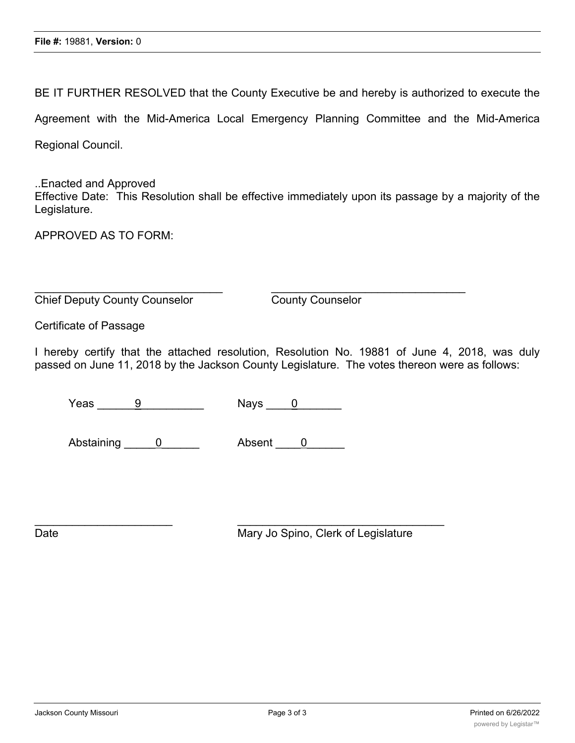BE IT FURTHER RESOLVED that the County Executive be and hereby is authorized to execute the Agreement with the Mid-America Local Emergency Planning Committee and the Mid-America Regional Council.

..Enacted and Approved
Effective Date: This Resolution shall be effective immediately upon its passage by a majority of the Legislature.

APPROVED AS TO FORM:

_______________________________ _______________________________
Chief Deputy County Counselor County Counselor

Certificate of Passage

I hereby certify that the attached resolution, Resolution No. 19881 of June 4, 2018, was duly passed on June 11, 2018 by the Jackson County Legislature. The votes thereon were as follows:

Yeas ______9__________ Nays ____0_______

Abstaining _____0______ Absent ____0______

______________________ __________________________________
Date Mary Jo Spino, Clerk of Legislature